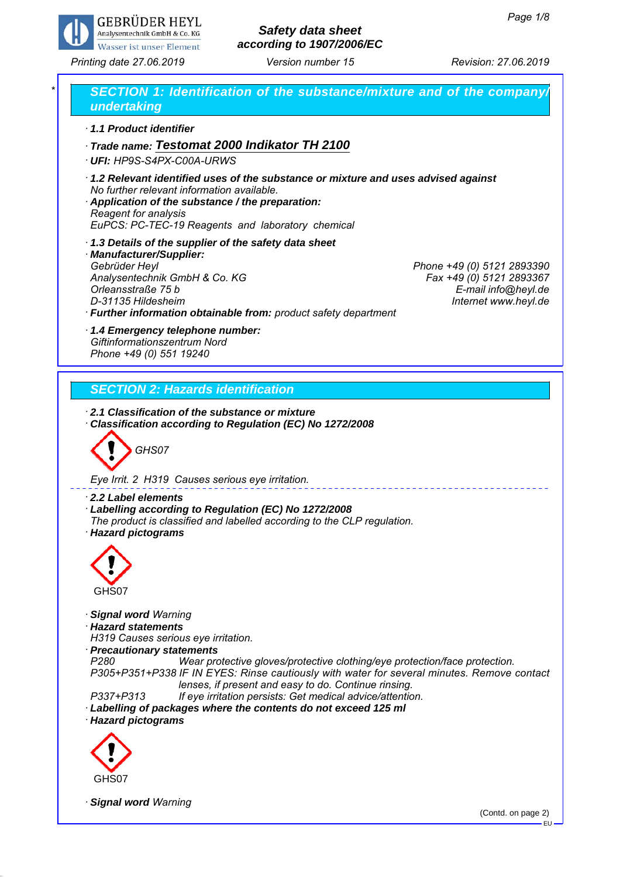# Safety data sheet
## according to 1907/2006/EC

Printing date 27.06.2019 | Version number 15 | Revision: 27.06.2019

## SECTION 1: Identification of the substance/mixture and of the company/undertaking

· **1.1 Product identifier**

· **Trade name: Testomat 2000 Indikator TH 2100**

· **UFI:** HP9S-S4PX-C00A-URWS

· **1.2 Relevant identified uses of the substance or mixture and uses advised against**
No further relevant information available.

· **Application of the substance / the preparation:**
Reagent for analysis
EuPCS: PC-TEC-19 Reagents and laboratory chemical

· **1.3 Details of the supplier of the safety data sheet**

· **Manufacturer/Supplier:**
Gebrüder Heyl
Analysentechnik GmbH & Co. KG
Orleansstraße 75 b
D-31135 Hildesheim

Phone +49 (0) 5121 2893390
Fax +49 (0) 5121 2893367
E-mail info@heyl.de
Internet www.heyl.de

· **Further information obtainable from:** product safety department

· **1.4 Emergency telephone number:**
Giftinformationszentrum Nord
Phone +49 (0) 551 19240

## SECTION 2: Hazards identification

· **2.1 Classification of the substance or mixture**

· **Classification according to Regulation (EC) No 1272/2008**

GHS07

Eye Irrit. 2 H319 Causes serious eye irritation.

· **2.2 Label elements**

· **Labelling according to Regulation (EC) No 1272/2008**
The product is classified and labelled according to the CLP regulation.

· **Hazard pictograms**

GHS07

· **Signal word** Warning

· **Hazard statements**
H319 Causes serious eye irritation.

· **Precautionary statements**

P280 Wear protective gloves/protective clothing/eye protection/face protection.
P305+P351+P338 IF IN EYES: Rinse cautiously with water for several minutes. Remove contact lenses, if present and easy to do. Continue rinsing.
P337+P313 If eye irritation persists: Get medical advice/attention.

· **Labelling of packages where the contents do not exceed 125 ml**

· **Hazard pictograms**

GHS07

· **Signal word** Warning

(Contd. on page 2)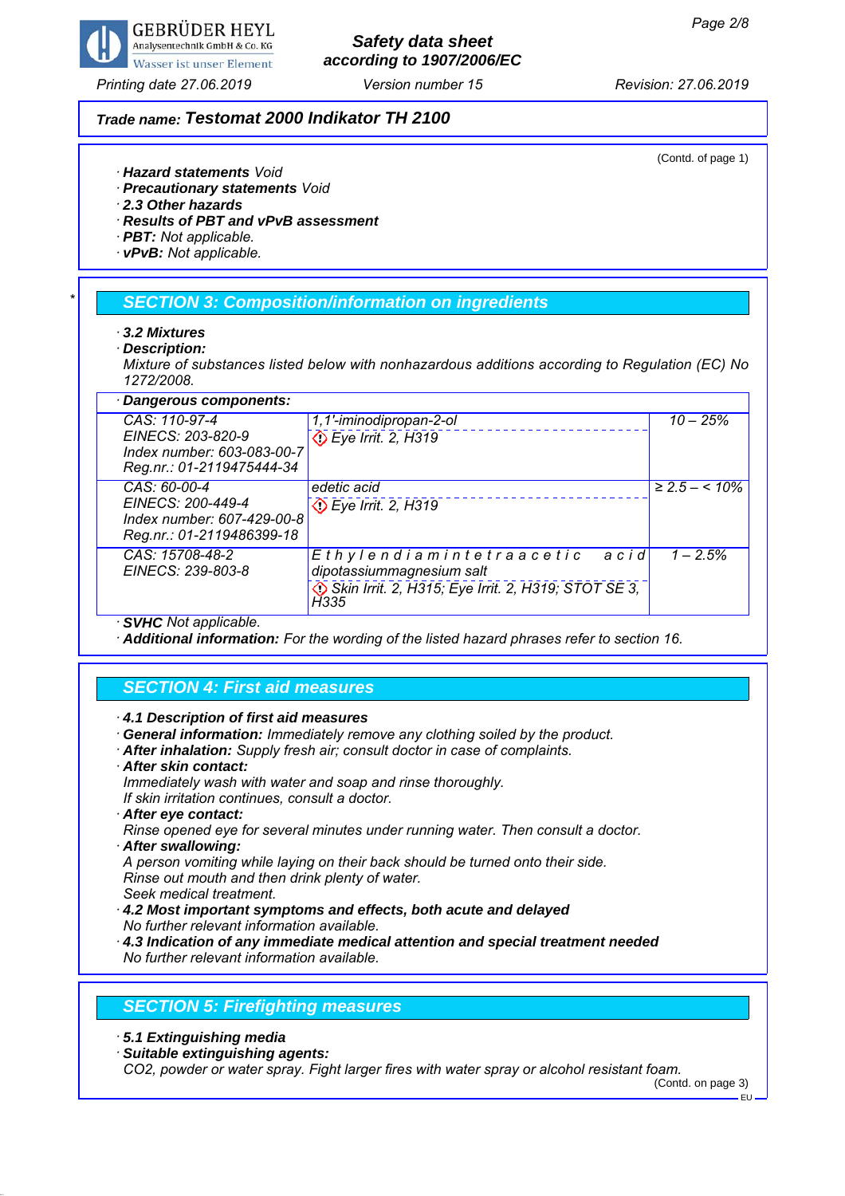## Trade name: Testomat 2000 Indikator TH 2100

(Contd. of page 1)

· **Hazard statements** Void
· **Precautionary statements** Void
· **2.3 Other hazards**
· **Results of PBT and vPvB assessment**
· **PBT:** Not applicable.
· **vPvB:** Not applicable.

*

## SECTION 3: Composition/information on ingredients

· **3.2 Mixtures**
· **Description:**
Mixture of substances listed below with nonhazardous additions according to Regulation (EC) No 1272/2008.

· **Dangerous components:**

| Identifiers | Name / Classification | Concentration |
|---|---|---|
| CAS: 110-97-4<br>EINECS: 203-820-9<br>Index number: 603-083-00-7<br>Reg.nr.: 01-2119475444-34 | 1,1'-iminodipropan-2-ol<br>Eye Irrit. 2, H319 | 10 – 25% |
| CAS: 60-00-4<br>EINECS: 200-449-4<br>Index number: 607-429-00-8<br>Reg.nr.: 01-2119486399-18 | edetic acid<br>Eye Irrit. 2, H319 | ≥ 2.5 – < 10% |
| CAS: 15708-48-2<br>EINECS: 239-803-8 | Ethylendiamintetraacetic acid dipotassiummagnesium salt<br>Skin Irrit. 2, H315; Eye Irrit. 2, H319; STOT SE 3, H335 | 1 – 2.5% |

· **SVHC** Not applicable.
· **Additional information:** For the wording of the listed hazard phrases refer to section 16.

## SECTION 4: First aid measures

· **4.1 Description of first aid measures**
· **General information:** Immediately remove any clothing soiled by the product.
· **After inhalation:** Supply fresh air; consult doctor in case of complaints.
· **After skin contact:**
Immediately wash with water and soap and rinse thoroughly.
If skin irritation continues, consult a doctor.
· **After eye contact:**
Rinse opened eye for several minutes under running water. Then consult a doctor.
· **After swallowing:**
A person vomiting while laying on their back should be turned onto their side.
Rinse out mouth and then drink plenty of water.
Seek medical treatment.
· **4.2 Most important symptoms and effects, both acute and delayed**
No further relevant information available.
· **4.3 Indication of any immediate medical attention and special treatment needed**
No further relevant information available.

## SECTION 5: Firefighting measures

· **5.1 Extinguishing media**
· **Suitable extinguishing agents:**
CO2, powder or water spray. Fight larger fires with water spray or alcohol resistant foam.

(Contd. on page 3)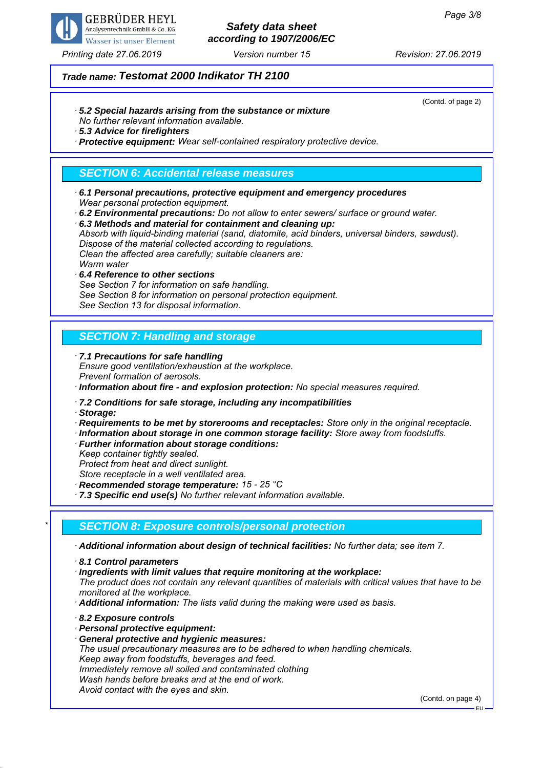**Trade name: Testomat 2000 Indikator TH 2100**

(Contd. of page 2)

· **5.2 Special hazards arising from the substance or mixture**
No further relevant information available.
· **5.3 Advice for firefighters**
· **Protective equipment:** Wear self-contained respiratory protective device.

## SECTION 6: Accidental release measures

· **6.1 Personal precautions, protective equipment and emergency procedures**
Wear personal protection equipment.
· **6.2 Environmental precautions:** Do not allow to enter sewers/ surface or ground water.
· **6.3 Methods and material for containment and cleaning up:**
Absorb with liquid-binding material (sand, diatomite, acid binders, universal binders, sawdust).
Dispose of the material collected according to regulations.
Clean the affected area carefully; suitable cleaners are:
Warm water
· **6.4 Reference to other sections**
See Section 7 for information on safe handling.
See Section 8 for information on personal protection equipment.
See Section 13 for disposal information.

## SECTION 7: Handling and storage

· **7.1 Precautions for safe handling**
Ensure good ventilation/exhaustion at the workplace.
Prevent formation of aerosols.
· **Information about fire - and explosion protection:** No special measures required.

· **7.2 Conditions for safe storage, including any incompatibilities**
· **Storage:**
· **Requirements to be met by storerooms and receptacles:** Store only in the original receptacle.
· **Information about storage in one common storage facility:** Store away from foodstuffs.
· **Further information about storage conditions:**
Keep container tightly sealed.
Protect from heat and direct sunlight.
Store receptacle in a well ventilated area.
· **Recommended storage temperature:** 15 - 25 °C
· **7.3 Specific end use(s)** No further relevant information available.

## * SECTION 8: Exposure controls/personal protection

· **Additional information about design of technical facilities:** No further data; see item 7.

· **8.1 Control parameters**
· **Ingredients with limit values that require monitoring at the workplace:**
The product does not contain any relevant quantities of materials with critical values that have to be monitored at the workplace.
· **Additional information:** The lists valid during the making were used as basis.

· **8.2 Exposure controls**
· **Personal protective equipment:**
· **General protective and hygienic measures:**
The usual precautionary measures are to be adhered to when handling chemicals.
Keep away from foodstuffs, beverages and feed.
Immediately remove all soiled and contaminated clothing
Wash hands before breaks and at the end of work.
Avoid contact with the eyes and skin.

(Contd. on page 4)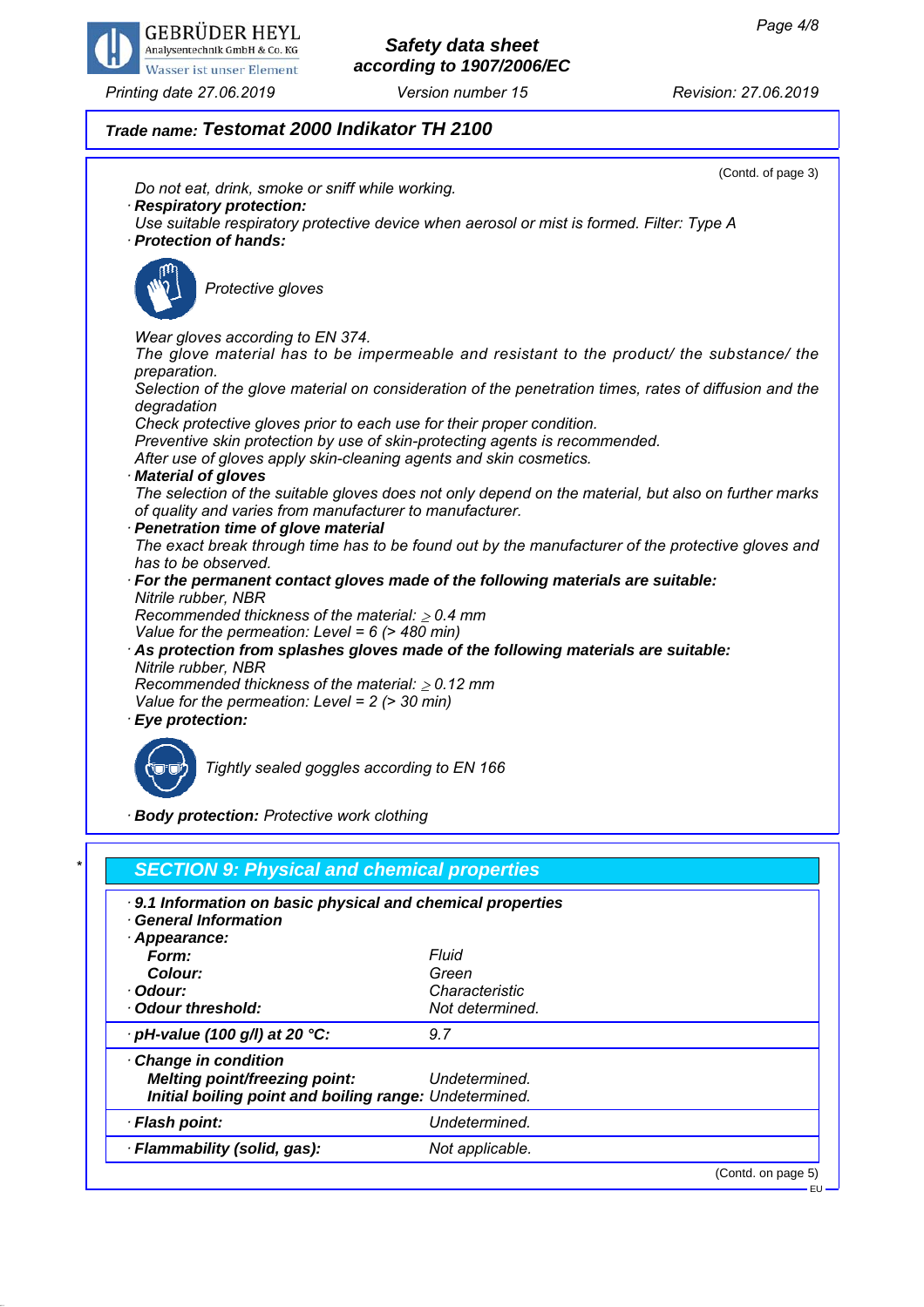(Contd. of page 3)

Do not eat, drink, smoke or sniff while working.

· **Respiratory protection:**
Use suitable respiratory protective device when aerosol or mist is formed. Filter: Type A

· **Protection of hands:**

Protective gloves

Wear gloves according to EN 374.
The glove material has to be impermeable and resistant to the product/ the substance/ the preparation.
Selection of the glove material on consideration of the penetration times, rates of diffusion and the degradation
Check protective gloves prior to each use for their proper condition.
Preventive skin protection by use of skin-protecting agents is recommended.
After use of gloves apply skin-cleaning agents and skin cosmetics.

· **Material of gloves**
The selection of the suitable gloves does not only depend on the material, but also on further marks of quality and varies from manufacturer to manufacturer.

· **Penetration time of glove material**
The exact break through time has to be found out by the manufacturer of the protective gloves and has to be observed.

· **For the permanent contact gloves made of the following materials are suitable:**
Nitrile rubber, NBR
Recommended thickness of the material: ≥ 0.4 mm
Value for the permeation: Level = 6 (> 480 min)

· **As protection from splashes gloves made of the following materials are suitable:**
Nitrile rubber, NBR
Recommended thickness of the material: ≥ 0.12 mm
Value for the permeation: Level = 2 (> 30 min)

· **Eye protection:**

Tightly sealed goggles according to EN 166

· **Body protection:** Protective work clothing

## SECTION 9: Physical and chemical properties

· **9.1 Information on basic physical and chemical properties**
· **General Information**
· **Appearance:**

| | |
|---|---|
| **Form:** | Fluid |
| **Colour:** | Green |
| · **Odour:** | Characteristic |
| · **Odour threshold:** | Not determined. |
| · **pH-value (100 g/l) at 20 °C:** | 9.7 |
| · **Change in condition** | |
| **Melting point/freezing point:** | Undetermined. |
| **Initial boiling point and boiling range:** | Undetermined. |
| · **Flash point:** | Undetermined. |
| · **Flammability (solid, gas):** | Not applicable. |

(Contd. on page 5)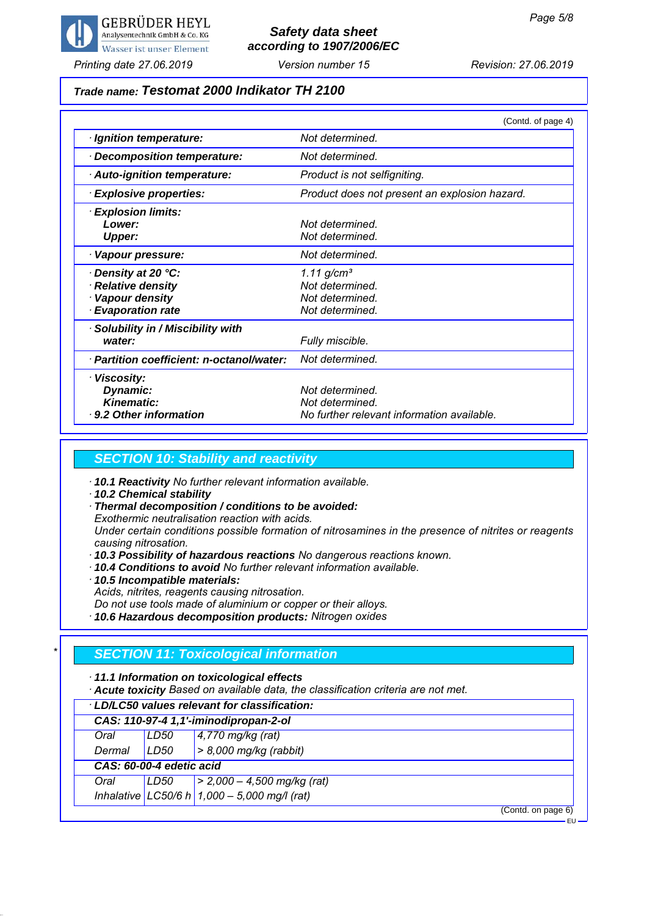**Trade name: Testomat 2000 Indikator TH 2100**

(Contd. of page 4)

| | |
|---|---|
| · **Ignition temperature:** | Not determined. |
| · **Decomposition temperature:** | Not determined. |
| · **Auto-ignition temperature:** | Product is not selfigniting. |
| · **Explosive properties:** | Product does not present an explosion hazard. |
| · **Explosion limits:** | |
| **Lower:** | Not determined. |
| **Upper:** | Not determined. |
| · **Vapour pressure:** | Not determined. |
| · **Density at 20 °C:** | 1.11 g/cm³ |
| · **Relative density** | Not determined. |
| · **Vapour density** | Not determined. |
| · **Evaporation rate** | Not determined. |
| · **Solubility in / Miscibility with water:** | Fully miscible. |
| · **Partition coefficient: n-octanol/water:** | Not determined. |
| · **Viscosity:** | |
| **Dynamic:** | Not determined. |
| **Kinematic:** | Not determined. |
| · **9.2 Other information** | No further relevant information available. |

## SECTION 10: Stability and reactivity

· **10.1 Reactivity** No further relevant information available.
· **10.2 Chemical stability**
· **Thermal decomposition / conditions to be avoided:**
Exothermic neutralisation reaction with acids.
Under certain conditions possible formation of nitrosamines in the presence of nitrites or reagents causing nitrosation.
· **10.3 Possibility of hazardous reactions** No dangerous reactions known.
· **10.4 Conditions to avoid** No further relevant information available.
· **10.5 Incompatible materials:**
Acids, nitrites, reagents causing nitrosation.
Do not use tools made of aluminium or copper or their alloys.
· **10.6 Hazardous decomposition products:** Nitrogen oxides

## SECTION 11: Toxicological information

· **11.1 Information on toxicological effects**
· **Acute toxicity** Based on available data, the classification criteria are not met.

| · **LD/LC50 values relevant for classification:** | | |
|---|---|---|
| **CAS: 110-97-4 1,1'-iminodipropan-2-ol** | | |
| Oral | LD50 | 4,770 mg/kg (rat) |
| Dermal | LD50 | > 8,000 mg/kg (rabbit) |
| **CAS: 60-00-4 edetic acid** | | |
| Oral | LD50 | > 2,000 – 4,500 mg/kg (rat) |
| Inhalative | LC50/6 h | 1,000 – 5,000 mg/l (rat) |

(Contd. on page 6)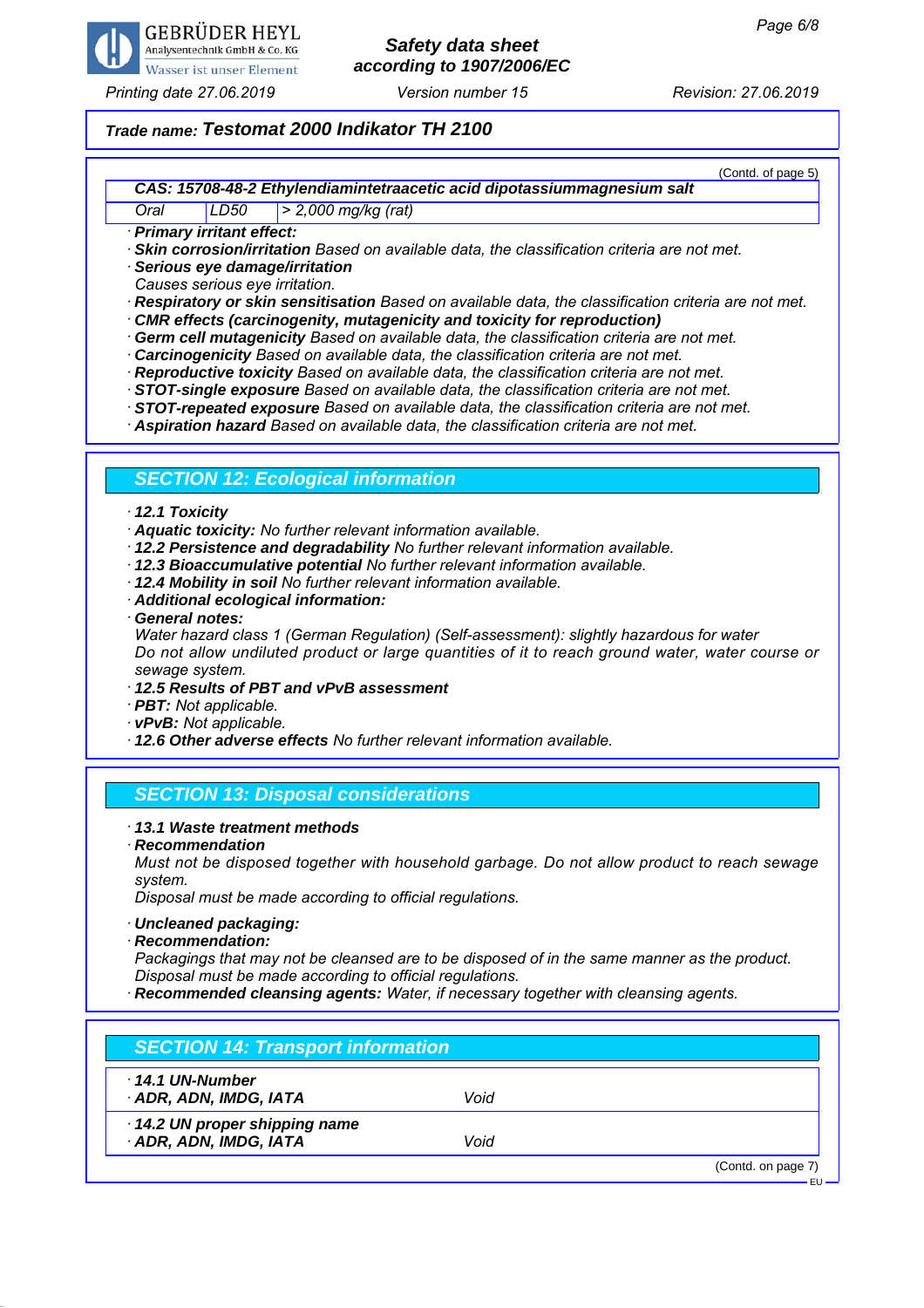**Trade name: Testomat 2000 Indikator TH 2100**

(Contdl. of page 5)

| CAS: 15708-48-2 Ethylendiamintetraacetic acid dipotassiummagnesium salt | | |
|---|---|---|
| Oral | LD50 | > 2,000 mg/kg (rat) |

· **Primary irritant effect:**
· **Skin corrosion/irritation** Based on available data, the classification criteria are not met.
· **Serious eye damage/irritation**
Causes serious eye irritation.
· **Respiratory or skin sensitisation** Based on available data, the classification criteria are not met.
· **CMR effects (carcinogenity, mutagenicity and toxicity for reproduction)**
· **Germ cell mutagenicity** Based on available data, the classification criteria are not met.
· **Carcinogenicity** Based on available data, the classification criteria are not met.
· **Reproductive toxicity** Based on available data, the classification criteria are not met.
· **STOT-single exposure** Based on available data, the classification criteria are not met.
· **STOT-repeated exposure** Based on available data, the classification criteria are not met.
· **Aspiration hazard** Based on available data, the classification criteria are not met.

## SECTION 12: Ecological information

· **12.1 Toxicity**
· **Aquatic toxicity:** No further relevant information available.
· **12.2 Persistence and degradability** No further relevant information available.
· **12.3 Bioaccumulative potential** No further relevant information available.
· **12.4 Mobility in soil** No further relevant information available.
· **Additional ecological information:**
· **General notes:**
Water hazard class 1 (German Regulation) (Self-assessment): slightly hazardous for water
Do not allow undiluted product or large quantities of it to reach ground water, water course or sewage system.
· **12.5 Results of PBT and vPvB assessment**
· **PBT:** Not applicable.
· **vPvB:** Not applicable.
· **12.6 Other adverse effects** No further relevant information available.

## SECTION 13: Disposal considerations

· **13.1 Waste treatment methods**
· **Recommendation**
Must not be disposed together with household garbage. Do not allow product to reach sewage system.
Disposal must be made according to official regulations.

· **Uncleaned packaging:**
· **Recommendation:**
Packagings that may not be cleansed are to be disposed of in the same manner as the product.
Disposal must be made according to official regulations.
· **Recommended cleansing agents:** Water, if necessary together with cleansing agents.

## SECTION 14: Transport information

| | |
|---|---|
| · **14.1 UN-Number** | |
| · **ADR, ADN, IMDG, IATA** | Void |
| · **14.2 UN proper shipping name** | |
| · **ADR, ADN, IMDG, IATA** | Void |

(Contd. on page 7)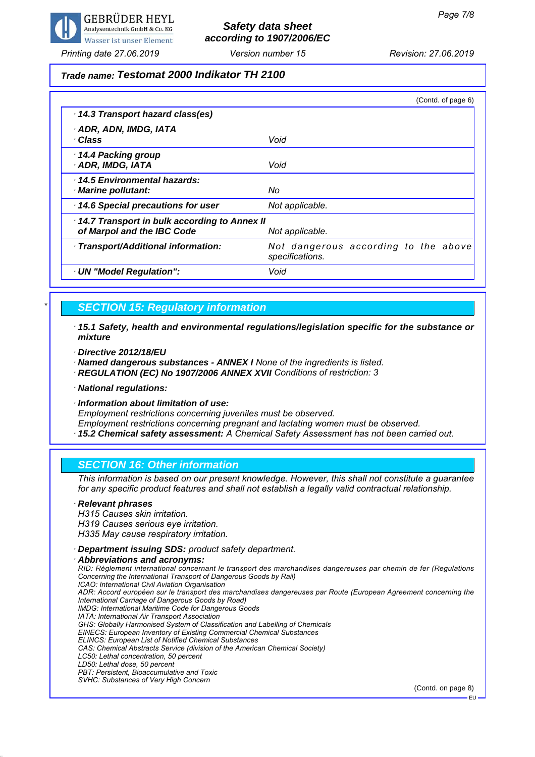**Trade name: Testomat 2000 Indikator TH 2100**

(Contd. of page 6)

| | |
|---|---|
| · **14.3 Transport hazard class(es)** | |
| · **ADR, ADN, IMDG, IATA** · **Class** | Void |
| · **14.4 Packing group** · **ADR, IMDG, IATA** | Void |
| · **14.5 Environmental hazards:** · **Marine pollutant:** | No |
| · **14.6 Special precautions for user** | Not applicable. |
| · **14.7 Transport in bulk according to Annex II of Marpol and the IBC Code** | Not applicable. |
| · **Transport/Additional information:** | Not dangerous according to the above specifications. |
| · **UN "Model Regulation":** | Void |

\* 

## SECTION 15: Regulatory information

· **15.1 Safety, health and environmental regulations/legislation specific for the substance or mixture**

· **Directive 2012/18/EU**

· **Named dangerous substances - ANNEX I** None of the ingredients is listed.

· **REGULATION (EC) No 1907/2006 ANNEX XVII** Conditions of restriction: 3

· **National regulations:**

· **Information about limitation of use:**
Employment restrictions concerning juveniles must be observed.
Employment restrictions concerning pregnant and lactating women must be observed.

· **15.2 Chemical safety assessment:** A Chemical Safety Assessment has not been carried out.

## SECTION 16: Other information

This information is based on our present knowledge. However, this shall not constitute a guarantee for any specific product features and shall not establish a legally valid contractual relationship.

· **Relevant phrases**
H315 Causes skin irritation.
H319 Causes serious eye irritation.
H335 May cause respiratory irritation.

· **Department issuing SDS:** product safety department.

· **Abbreviations and acronyms:**
RID: Règlement international concernant le transport des marchandises dangereuses par chemin de fer (Regulations Concerning the International Transport of Dangerous Goods by Rail)
ICAO: International Civil Aviation Organisation
ADR: Accord européen sur le transport des marchandises dangereuses par Route (European Agreement concerning the International Carriage of Dangerous Goods by Road)
IMDG: International Maritime Code for Dangerous Goods
IATA: International Air Transport Association
GHS: Globally Harmonised System of Classification and Labelling of Chemicals
EINECS: European Inventory of Existing Commercial Chemical Substances
ELINCS: European List of Notified Chemical Substances
CAS: Chemical Abstracts Service (division of the American Chemical Society)
LC50: Lethal concentration, 50 percent
LD50: Lethal dose, 50 percent
PBT: Persistent, Bioaccumulative and Toxic
SVHC: Substances of Very High Concern

(Contd. on page 8)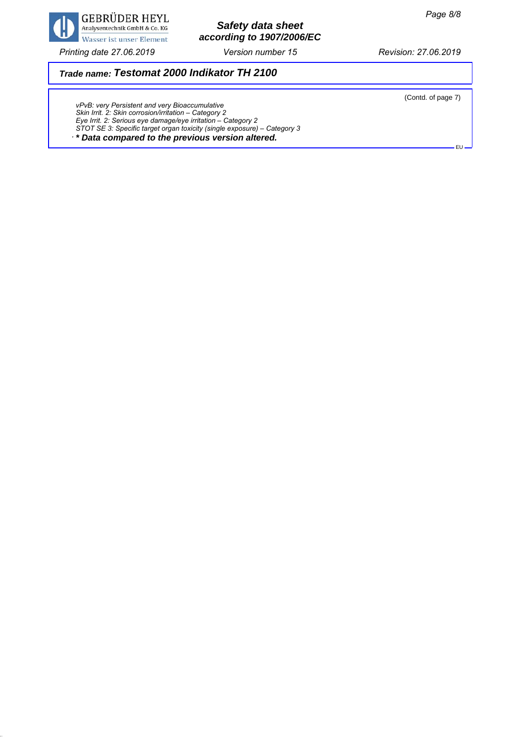**Trade name: Testomat 2000 Indikator TH 2100**

(Contd. of page 7)

*vPvB: very Persistent and very Bioaccumulative*
*Skin Irrit. 2: Skin corrosion/irritation – Category 2*
*Eye Irrit. 2: Serious eye damage/eye irritation – Category 2*
*STOT SE 3: Specific target organ toxicity (single exposure) – Category 3*

· ***** **Data compared to the previous version altered.**

EU